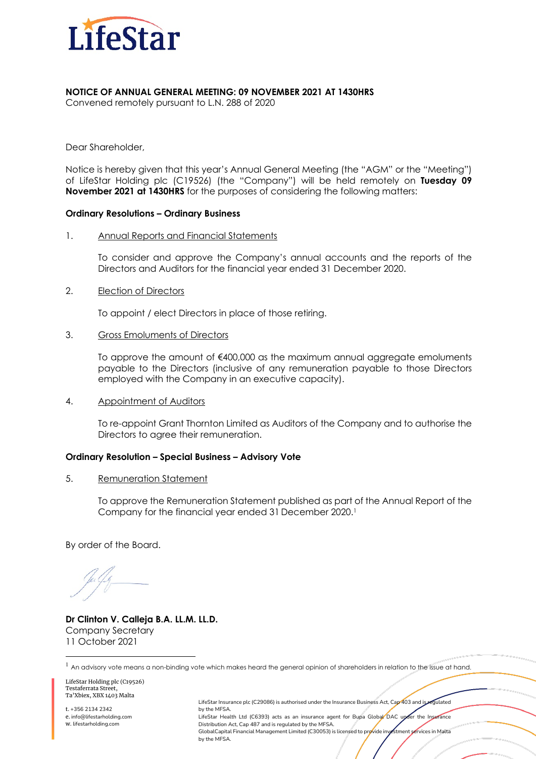# NOTICE OF ANNUAL GENERAL MEETING: 09 NOVEMBER 2021 AT 1430HRS

Convened remotely pursuant to L.N. 288 of 2020

Dear Shareholder,

Notice is hereby given that this year's Annual General Meeting (the "AGM" or the "Meeting") of LifeStar Holding plc (C19526) (the "Company") will be held remotely on **Tuesday 09 November 2021 at 1430HRS** for the purposes of considering the following matters:

**Ordinary Resolutions – Ordinary Business**

1. Annual Reports and Financial Statements

   To consider and approve the Company's annual accounts and the reports of the Directors and Auditors for the financial year ended 31 December 2020.

2. Election of Directors

   To appoint / elect Directors in place of those retiring.

3. Gross Emoluments of Directors

   To approve the amount of €400,000 as the maximum annual aggregate emoluments payable to the Directors (inclusive of any remuneration payable to those Directors employed with the Company in an executive capacity).

4. Appointment of Auditors

   To re-appoint Grant Thornton Limited as Auditors of the Company and to authorise the Directors to agree their remuneration.

**Ordinary Resolution – Special Business – Advisory Vote**

5. Remuneration Statement

   To approve the Remuneration Statement published as part of the Annual Report of the Company for the financial year ended 31 December 2020.[1]

By order of the Board.

**Dr Clinton V. Calleja B.A. LL.M. LL.D.**
Company Secretary
11 October 2021

[1] An advisory vote means a non-binding vote which makes heard the general opinion of shareholders in relation to the issue at hand.

LifeStar Holding plc (C19526)
Testaferrata Street,
Ta'Xbiex, XBX 1403 Malta

t. +356 2134 2342
e. info@lifestarholding.com
w. lifestarholding.com

LifeStar Insurance plc (C29086) is authorised under the Insurance Business Act, Cap 403 and is regulated by the MFSA.
LifeStar Health Ltd (C6393) acts as an insurance agent for Bupa Global DAC under the Insurance Distribution Act, Cap 487 and is regulated by the MFSA.
GlobalCapital Financial Management Limited (C30053) is licensed to provide investment services in Malta by the MFSA.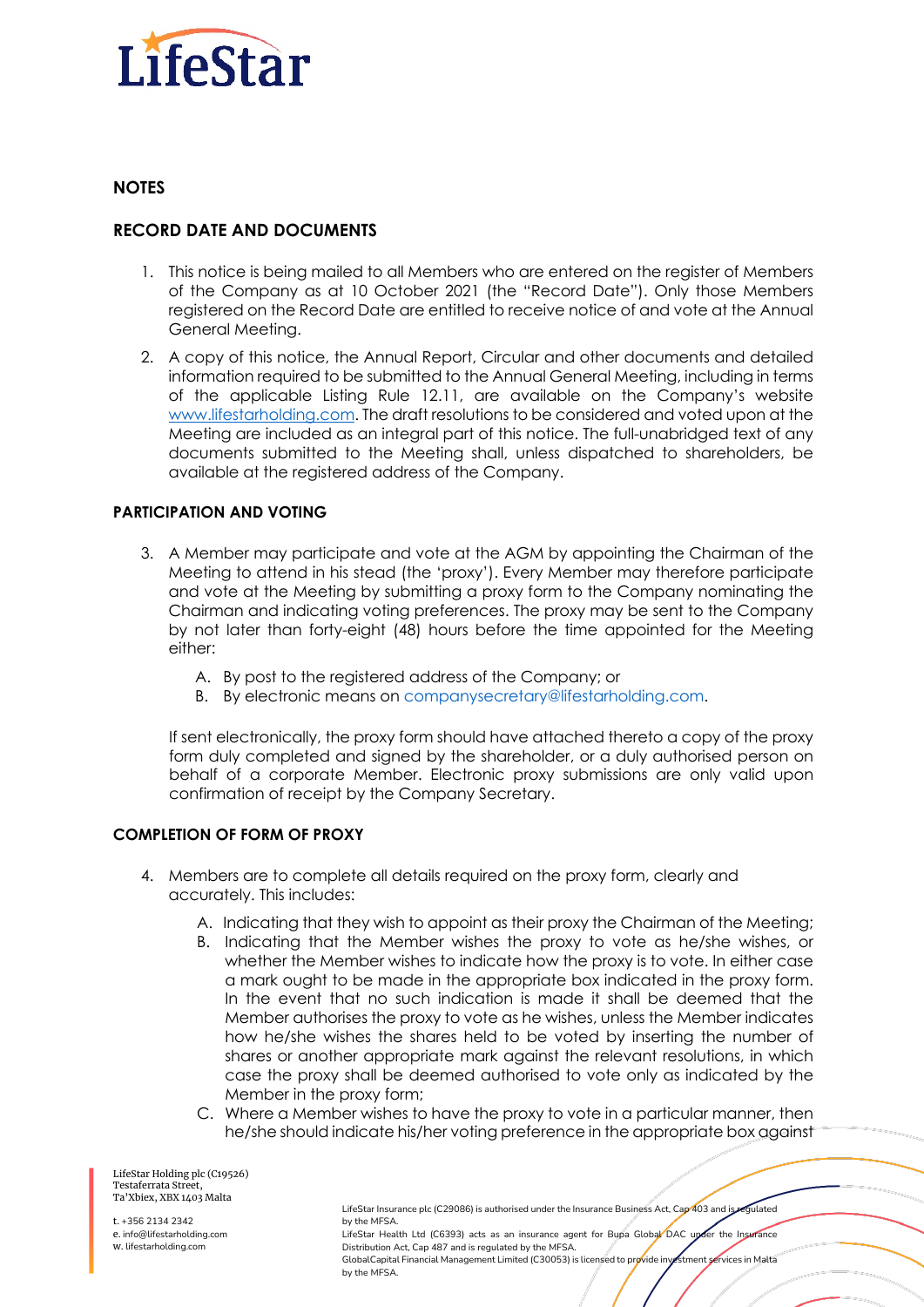## NOTES

## RECORD DATE AND DOCUMENTS

1. This notice is being mailed to all Members who are entered on the register of Members of the Company as at 10 October 2021 (the "Record Date"). Only those Members registered on the Record Date are entitled to receive notice of and vote at the Annual General Meeting.
2. A copy of this notice, the Annual Report, Circular and other documents and detailed information required to be submitted to the Annual General Meeting, including in terms of the applicable Listing Rule 12.11, are available on the Company's website www.lifestarholding.com. The draft resolutions to be considered and voted upon at the Meeting are included as an integral part of this notice. The full-unabridged text of any documents submitted to the Meeting shall, unless dispatched to shareholders, be available at the registered address of the Company.

## PARTICIPATION AND VOTING

3. A Member may participate and vote at the AGM by appointing the Chairman of the Meeting to attend in his stead (the 'proxy'). Every Member may therefore participate and vote at the Meeting by submitting a proxy form to the Company nominating the Chairman and indicating voting preferences. The proxy may be sent to the Company by not later than forty-eight (48) hours before the time appointed for the Meeting either:

   A. By post to the registered address of the Company; or
   B. By electronic means on companysecretary@lifestarholding.com.

   If sent electronically, the proxy form should have attached thereto a copy of the proxy form duly completed and signed by the shareholder, or a duly authorised person on behalf of a corporate Member. Electronic proxy submissions are only valid upon confirmation of receipt by the Company Secretary.

## COMPLETION OF FORM OF PROXY

4. Members are to complete all details required on the proxy form, clearly and accurately. This includes:

   A. Indicating that they wish to appoint as their proxy the Chairman of the Meeting;
   B. Indicating that the Member wishes the proxy to vote as he/she wishes, or whether the Member wishes to indicate how the proxy is to vote. In either case a mark ought to be made in the appropriate box indicated in the proxy form. In the event that no such indication is made it shall be deemed that the Member authorises the proxy to vote as he wishes, unless the Member indicates how he/she wishes the shares held to be voted by inserting the number of shares or another appropriate mark against the relevant resolutions, in which case the proxy shall be deemed authorised to vote only as indicated by the Member in the proxy form;
   C. Where a Member wishes to have the proxy to vote in a particular manner, then he/she should indicate his/her voting preference in the appropriate box against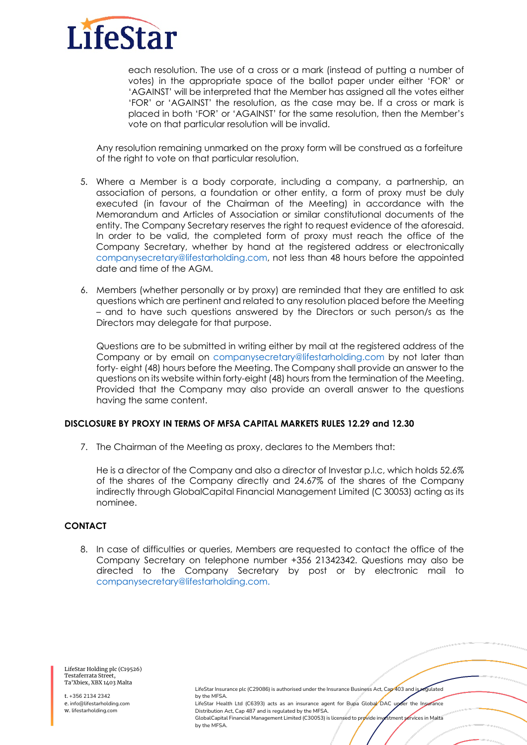each resolution. The use of a cross or a mark (instead of putting a number of votes) in the appropriate space of the ballot paper under either 'FOR' or 'AGAINST' will be interpreted that the Member has assigned all the votes either 'FOR' or 'AGAINST' the resolution, as the case may be. If a cross or mark is placed in both 'FOR' or 'AGAINST' for the same resolution, then the Member's vote on that particular resolution will be invalid.

Any resolution remaining unmarked on the proxy form will be construed as a forfeiture of the right to vote on that particular resolution.

5. Where a Member is a body corporate, including a company, a partnership, an association of persons, a foundation or other entity, a form of proxy must be duly executed (in favour of the Chairman of the Meeting) in accordance with the Memorandum and Articles of Association or similar constitutional documents of the entity. The Company Secretary reserves the right to request evidence of the aforesaid. In order to be valid, the completed form of proxy must reach the office of the Company Secretary, whether by hand at the registered address or electronically companysecretary@lifestarholding.com, not less than 48 hours before the appointed date and time of the AGM.

6. Members (whether personally or by proxy) are reminded that they are entitled to ask questions which are pertinent and related to any resolution placed before the Meeting – and to have such questions answered by the Directors or such person/s as the Directors may delegate for that purpose.

   Questions are to be submitted in writing either by mail at the registered address of the Company or by email on companysecretary@lifestarholding.com by not later than forty- eight (48) hours before the Meeting. The Company shall provide an answer to the questions on its website within forty-eight (48) hours from the termination of the Meeting. Provided that the Company may also provide an overall answer to the questions having the same content.

## DISCLOSURE BY PROXY IN TERMS OF MFSA CAPITAL MARKETS RULES 12.29 and 12.30

7. The Chairman of the Meeting as proxy, declares to the Members that:

   He is a director of the Company and also a director of Investar p.l.c, which holds 52.6% of the shares of the Company directly and 24.67% of the shares of the Company indirectly through GlobalCapital Financial Management Limited (C 30053) acting as its nominee.

## CONTACT

8. In case of difficulties or queries, Members are requested to contact the office of the Company Secretary on telephone number +356 21342342. Questions may also be directed to the Company Secretary by post or by electronic mail to companysecretary@lifestarholding.com.